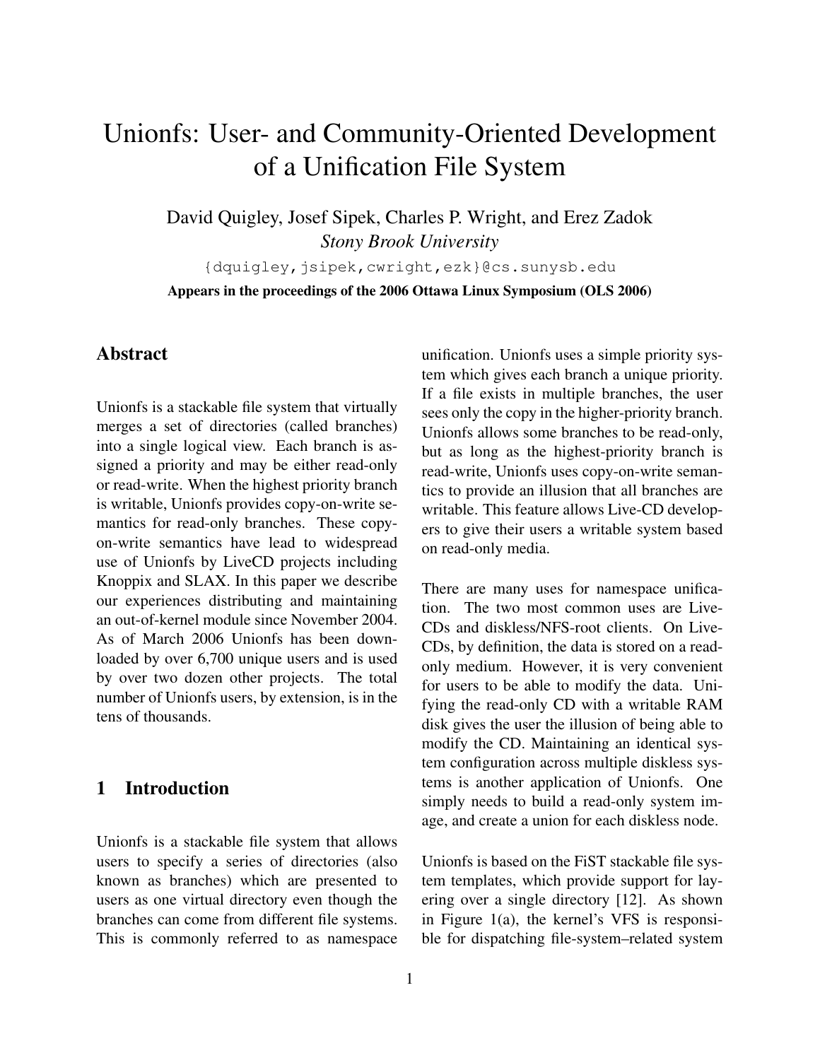# Unionfs: User- and Community-Oriented Development of a Unification File System

David Quigley, Josef Sipek, Charles P. Wright, and Erez Zadok
*Stony Brook University*

{dquigley,jsipek,cwright,ezk}@cs.sunysb.edu

**Appears in the proceedings of the 2006 Ottawa Linux Symposium (OLS 2006)**

## Abstract

Unionfs is a stackable file system that virtually merges a set of directories (called branches) into a single logical view. Each branch is assigned a priority and may be either read-only or read-write. When the highest priority branch is writable, Unionfs provides copy-on-write semantics for read-only branches. These copy-on-write semantics have lead to widespread use of Unionfs by LiveCD projects including Knoppix and SLAX. In this paper we describe our experiences distributing and maintaining an out-of-kernel module since November 2004. As of March 2006 Unionfs has been downloaded by over 6,700 unique users and is used by over two dozen other projects. The total number of Unionfs users, by extension, is in the tens of thousands.

## 1 Introduction

Unionfs is a stackable file system that allows users to specify a series of directories (also known as branches) which are presented to users as one virtual directory even though the branches can come from different file systems. This is commonly referred to as namespace unification. Unionfs uses a simple priority system which gives each branch a unique priority. If a file exists in multiple branches, the user sees only the copy in the higher-priority branch. Unionfs allows some branches to be read-only, but as long as the highest-priority branch is read-write, Unionfs uses copy-on-write semantics to provide an illusion that all branches are writable. This feature allows Live-CD developers to give their users a writable system based on read-only media.

There are many uses for namespace unification. The two most common uses are Live-CDs and diskless/NFS-root clients. On Live-CDs, by definition, the data is stored on a read-only medium. However, it is very convenient for users to be able to modify the data. Unifying the read-only CD with a writable RAM disk gives the user the illusion of being able to modify the CD. Maintaining an identical system configuration across multiple diskless systems is another application of Unionfs. One simply needs to build a read-only system image, and create a union for each diskless node.

Unionfs is based on the FiST stackable file system templates, which provide support for layering over a single directory [12]. As shown in Figure 1(a), the kernel's VFS is responsible for dispatching file-system–related system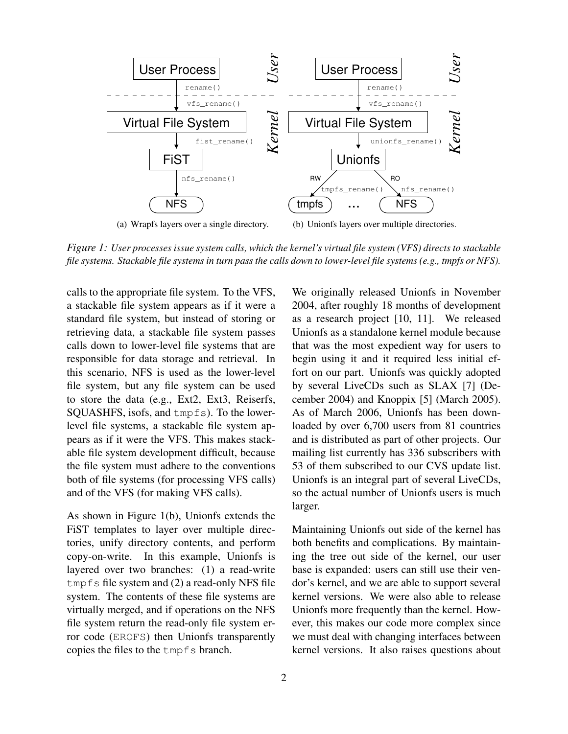(a) Wrapfs layers over a single directory.

(b) Unionfs layers over multiple directories.

*Figure 1: User processes issue system calls, which the kernel's virtual file system (VFS) directs to stackable file systems. Stackable file systems in turn pass the calls down to lower-level file systems (e.g., tmpfs or NFS).*

calls to the appropriate file system. To the VFS, a stackable file system appears as if it were a standard file system, but instead of storing or retrieving data, a stackable file system passes calls down to lower-level file systems that are responsible for data storage and retrieval. In this scenario, NFS is used as the lower-level file system, but any file system can be used to store the data (e.g., Ext2, Ext3, Reiserfs, SQUASHFS, isofs, and `tmpfs`). To the lower-level file systems, a stackable file system appears as if it were the VFS. This makes stackable file system development difficult, because the file system must adhere to the conventions both of file systems (for processing VFS calls) and of the VFS (for making VFS calls).

As shown in Figure 1(b), Unionfs extends the FiST templates to layer over multiple directories, unify directory contents, and perform copy-on-write. In this example, Unionfs is layered over two branches: (1) a read-write `tmpfs` file system and (2) a read-only NFS file system. The contents of these file systems are virtually merged, and if operations on the NFS file system return the read-only file system error code (`EROFS`) then Unionfs transparently copies the files to the `tmpfs` branch.

We originally released Unionfs in November 2004, after roughly 18 months of development as a research project [10, 11]. We released Unionfs as a standalone kernel module because that was the most expedient way for users to begin using it and it required less initial effort on our part. Unionfs was quickly adopted by several LiveCDs such as SLAX [7] (December 2004) and Knoppix [5] (March 2005). As of March 2006, Unionfs has been downloaded by over 6,700 users from 81 countries and is distributed as part of other projects. Our mailing list currently has 336 subscribers with 53 of them subscribed to our CVS update list. Unionfs is an integral part of several LiveCDs, so the actual number of Unionfs users is much larger.

Maintaining Unionfs out side of the kernel has both benefits and complications. By maintaining the tree out side of the kernel, our user base is expanded: users can still use their vendor's kernel, and we are able to support several kernel versions. We were also able to release Unionfs more frequently than the kernel. However, this makes our code more complex since we must deal with changing interfaces between kernel versions. It also raises questions about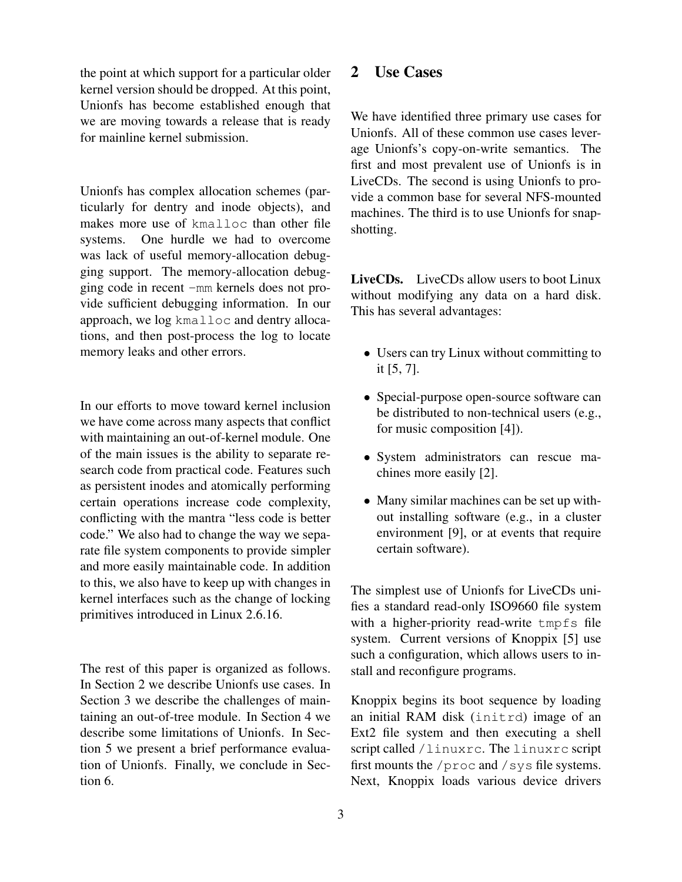the point at which support for a particular older kernel version should be dropped. At this point, Unionfs has become established enough that we are moving towards a release that is ready for mainline kernel submission.

Unionfs has complex allocation schemes (particularly for dentry and inode objects), and makes more use of `kmalloc` than other file systems. One hurdle we had to overcome was lack of useful memory-allocation debugging support. The memory-allocation debugging code in recent `-mm` kernels does not provide sufficient debugging information. In our approach, we log `kmalloc` and dentry allocations, and then post-process the log to locate memory leaks and other errors.

In our efforts to move toward kernel inclusion we have come across many aspects that conflict with maintaining an out-of-kernel module. One of the main issues is the ability to separate research code from practical code. Features such as persistent inodes and atomically performing certain operations increase code complexity, conflicting with the mantra "less code is better code." We also had to change the way we separate file system components to provide simpler and more easily maintainable code. In addition to this, we also have to keep up with changes in kernel interfaces such as the change of locking primitives introduced in Linux 2.6.16.

The rest of this paper is organized as follows. In Section 2 we describe Unionfs use cases. In Section 3 we describe the challenges of maintaining an out-of-tree module. In Section 4 we describe some limitations of Unionfs. In Section 5 we present a brief performance evaluation of Unionfs. Finally, we conclude in Section 6.

## 2 Use Cases

We have identified three primary use cases for Unionfs. All of these common use cases leverage Unionfs's copy-on-write semantics. The first and most prevalent use of Unionfs is in LiveCDs. The second is using Unionfs to provide a common base for several NFS-mounted machines. The third is to use Unionfs for snapshotting.

**LiveCDs.** LiveCDs allow users to boot Linux without modifying any data on a hard disk. This has several advantages:

- Users can try Linux without committing to it [5, 7].
- Special-purpose open-source software can be distributed to non-technical users (e.g., for music composition [4]).
- System administrators can rescue machines more easily [2].
- Many similar machines can be set up without installing software (e.g., in a cluster environment [9], or at events that require certain software).

The simplest use of Unionfs for LiveCDs unifies a standard read-only ISO9660 file system with a higher-priority read-write `tmpfs` file system. Current versions of Knoppix [5] use such a configuration, which allows users to install and reconfigure programs.

Knoppix begins its boot sequence by loading an initial RAM disk (`initrd`) image of an Ext2 file system and then executing a shell script called `/linuxrc`. The `linuxrc` script first mounts the `/proc` and `/sys` file systems. Next, Knoppix loads various device drivers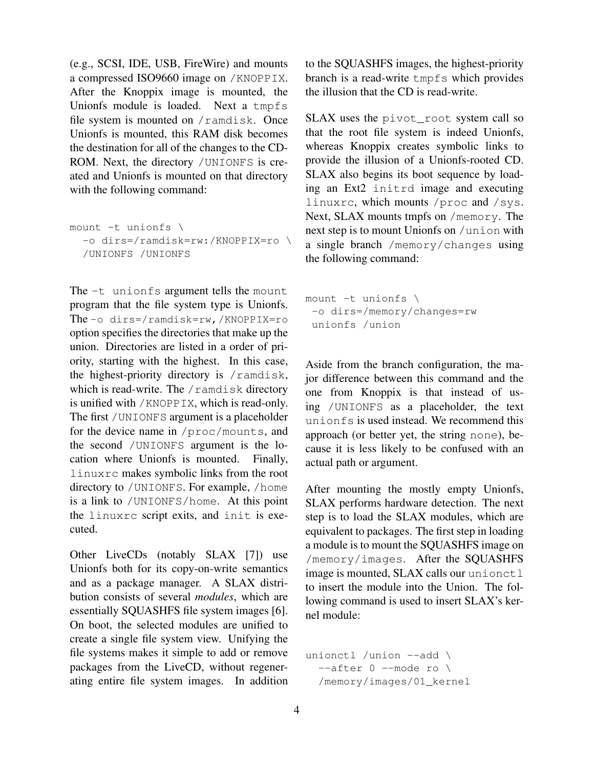(e.g., SCSI, IDE, USB, FireWire) and mounts a compressed ISO9660 image on `/KNOPPIX`. After the Knoppix image is mounted, the Unionfs module is loaded. Next a `tmpfs` file system is mounted on `/ramdisk`. Once Unionfs is mounted, this RAM disk becomes the destination for all of the changes to the CD-ROM. Next, the directory `/UNIONFS` is created and Unionfs is mounted on that directory with the following command:

```
mount -t unionfs \
  -o dirs=/ramdisk=rw:/KNOPPIX=ro \
  /UNIONFS /UNIONFS
```

The `-t unionfs` argument tells the `mount` program that the file system type is Unionfs. The `-o dirs=/ramdisk=rw,/KNOPPIX=ro` option specifies the directories that make up the union. Directories are listed in a order of priority, starting with the highest. In this case, the highest-priority directory is `/ramdisk`, which is read-write. The `/ramdisk` directory is unified with `/KNOPPIX`, which is read-only. The first `/UNIONFS` argument is a placeholder for the device name in `/proc/mounts`, and the second `/UNIONFS` argument is the location where Unionfs is mounted. Finally, `linuxrc` makes symbolic links from the root directory to `/UNIONFS`. For example, `/home` is a link to `/UNIONFS/home`. At this point the `linuxrc` script exits, and `init` is executed.

Other LiveCDs (notably SLAX [7]) use Unionfs both for its copy-on-write semantics and as a package manager. A SLAX distribution consists of several *modules*, which are essentially SQUASHFS file system images [6]. On boot, the selected modules are unified to create a single file system view. Unifying the file systems makes it simple to add or remove packages from the LiveCD, without regenerating entire file system images. In addition to the SQUASHFS images, the highest-priority branch is a read-write `tmpfs` which provides the illusion that the CD is read-write.

SLAX uses the `pivot_root` system call so that the root file system is indeed Unionfs, whereas Knoppix creates symbolic links to provide the illusion of a Unionfs-rooted CD. SLAX also begins its boot sequence by loading an Ext2 `initrd` image and executing `linuxrc`, which mounts `/proc` and `/sys`. Next, SLAX mounts tmpfs on `/memory`. The next step is to mount Unionfs on `/union` with a single branch `/memory/changes` using the following command:

```
mount -t unionfs \
 -o dirs=/memory/changes=rw
 unionfs /union
```

Aside from the branch configuration, the major difference between this command and the one from Knoppix is that instead of using `/UNIONFS` as a placeholder, the text `unionfs` is used instead. We recommend this approach (or better yet, the string `none`), because it is less likely to be confused with an actual path or argument.

After mounting the mostly empty Unionfs, SLAX performs hardware detection. The next step is to load the SLAX modules, which are equivalent to packages. The first step in loading a module is to mount the SQUASHFS image on `/memory/images`. After the SQUASHFS image is mounted, SLAX calls our `unionctl` to insert the module into the Union. The following command is used to insert SLAX's kernel module:

```
unionctl /union --add \
  --after 0 --mode ro \
  /memory/images/01_kernel
```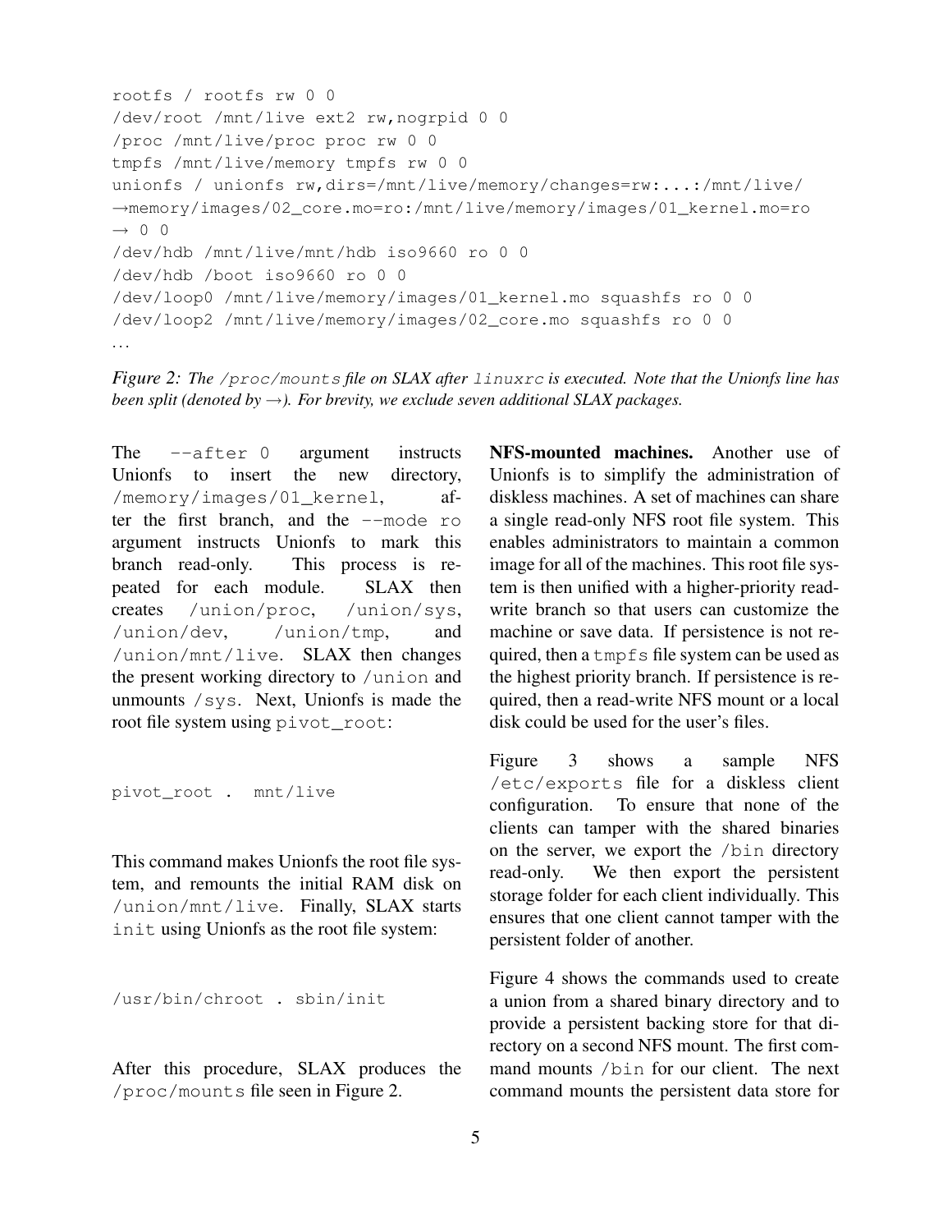```
rootfs / rootfs rw 0 0
/dev/root /mnt/live ext2 rw,nogrpid 0 0
/proc /mnt/live/proc proc rw 0 0
tmpfs /mnt/live/memory tmpfs rw 0 0
unionfs / unionfs rw,dirs=/mnt/live/memory/changes=rw:...:/mnt/live/
→memory/images/02_core.mo=ro:/mnt/live/memory/images/01_kernel.mo=ro
→ 0 0
/dev/hdb /mnt/live/mnt/hdb iso9660 ro 0 0
/dev/hdb /boot iso9660 ro 0 0
/dev/loop0 /mnt/live/memory/images/01_kernel.mo squashfs ro 0 0
/dev/loop2 /mnt/live/memory/images/02_core.mo squashfs ro 0 0
...
```

*Figure 2: The `/proc/mounts` file on SLAX after `linuxrc` is executed. Note that the Unionfs line has been split (denoted by →). For brevity, we exclude seven additional SLAX packages.*

The `--after 0` argument instructs Unionfs to insert the new directory, `/memory/images/01_kernel`, after the first branch, and the `--mode ro` argument instructs Unionfs to mark this branch read-only. This process is repeated for each module. SLAX then creates `/union/proc`, `/union/sys`, `/union/dev`, `/union/tmp`, and `/union/mnt/live`. SLAX then changes the present working directory to `/union` and unmounts `/sys`. Next, Unionfs is made the root file system using `pivot_root`:

```
pivot_root .  mnt/live
```

This command makes Unionfs the root file system, and remounts the initial RAM disk on `/union/mnt/live`. Finally, SLAX starts `init` using Unionfs as the root file system:

```
/usr/bin/chroot . sbin/init
```

After this procedure, SLAX produces the `/proc/mounts` file seen in Figure 2.

**NFS-mounted machines.** Another use of Unionfs is to simplify the administration of diskless machines. A set of machines can share a single read-only NFS root file system. This enables administrators to maintain a common image for all of the machines. This root file system is then unified with a higher-priority read-write branch so that users can customize the machine or save data. If persistence is not required, then a `tmpfs` file system can be used as the highest priority branch. If persistence is required, then a read-write NFS mount or a local disk could be used for the user's files.

Figure 3 shows a sample NFS `/etc/exports` file for a diskless client configuration. To ensure that none of the clients can tamper with the shared binaries on the server, we export the `/bin` directory read-only. We then export the persistent storage folder for each client individually. This ensures that one client cannot tamper with the persistent folder of another.

Figure 4 shows the commands used to create a union from a shared binary directory and to provide a persistent backing store for that directory on a second NFS mount. The first command mounts `/bin` for our client. The next command mounts the persistent data store for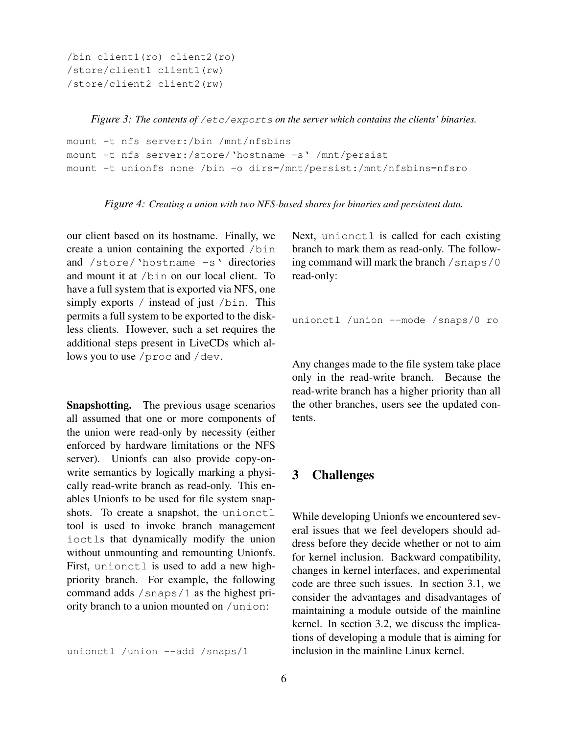```
/bin client1(ro) client2(ro)
/store/client1 client1(rw)
/store/client2 client2(rw)
```

*Figure 3: The contents of `/etc/exports` on the server which contains the clients' binaries.*

```
mount -t nfs server:/bin /mnt/nfsbins
mount -t nfs server:/store/`hostname -s` /mnt/persist
mount -t unionfs none /bin -o dirs=/mnt/persist:/mnt/nfsbins=nfsro
```

*Figure 4: Creating a union with two NFS-based shares for binaries and persistent data.*

our client based on its hostname. Finally, we create a union containing the exported `/bin` and `/store/`hostname -s`` directories and mount it at `/bin` on our local client. To have a full system that is exported via NFS, one simply exports `/` instead of just `/bin`. This permits a full system to be exported to the diskless clients. However, such a set requires the additional steps present in LiveCDs which allows you to use `/proc` and `/dev`.

**Snapshotting.** The previous usage scenarios all assumed that one or more components of the union were read-only by necessity (either enforced by hardware limitations or the NFS server). Unionfs can also provide copy-on-write semantics by logically marking a physically read-write branch as read-only. This enables Unionfs to be used for file system snapshots. To create a snapshot, the `unionctl` tool is used to invoke branch management `ioctl`s that dynamically modify the union without unmounting and remounting Unionfs. First, `unionctl` is used to add a new high-priority branch. For example, the following command adds `/snaps/1` as the highest priority branch to a union mounted on `/union`:

```
unionctl /union --add /snaps/1
```

Next, `unionctl` is called for each existing branch to mark them as read-only. The following command will mark the branch `/snaps/0` read-only:

```
unionctl /union --mode /snaps/0 ro
```

Any changes made to the file system take place only in the read-write branch. Because the read-write branch has a higher priority than all the other branches, users see the updated contents.

# 3 Challenges

While developing Unionfs we encountered several issues that we feel developers should address before they decide whether or not to aim for kernel inclusion. Backward compatibility, changes in kernel interfaces, and experimental code are three such issues. In section 3.1, we consider the advantages and disadvantages of maintaining a module outside of the mainline kernel. In section 3.2, we discuss the implications of developing a module that is aiming for inclusion in the mainline Linux kernel.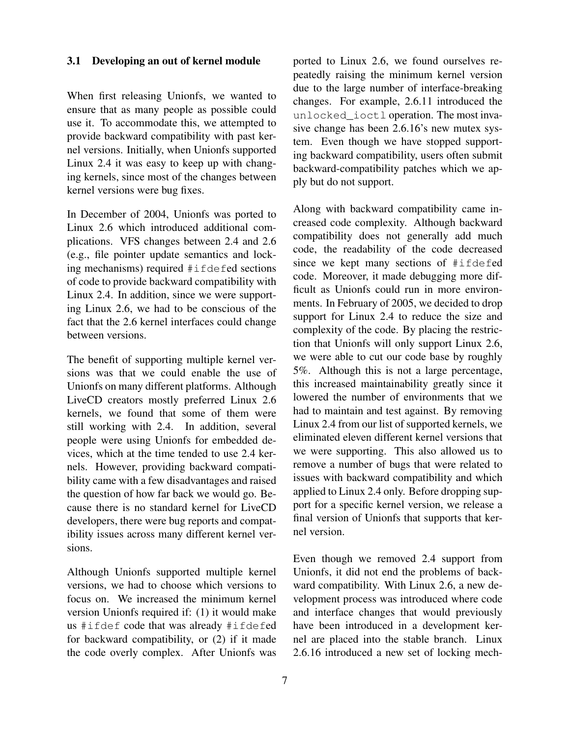### 3.1 Developing an out of kernel module

When first releasing Unionfs, we wanted to ensure that as many people as possible could use it. To accommodate this, we attempted to provide backward compatibility with past kernel versions. Initially, when Unionfs supported Linux 2.4 it was easy to keep up with changing kernels, since most of the changes between kernel versions were bug fixes.

In December of 2004, Unionfs was ported to Linux 2.6 which introduced additional complications. VFS changes between 2.4 and 2.6 (e.g., file pointer update semantics and locking mechanisms) required `#ifdef`ed sections of code to provide backward compatibility with Linux 2.4. In addition, since we were supporting Linux 2.6, we had to be conscious of the fact that the 2.6 kernel interfaces could change between versions.

The benefit of supporting multiple kernel versions was that we could enable the use of Unionfs on many different platforms. Although LiveCD creators mostly preferred Linux 2.6 kernels, we found that some of them were still working with 2.4. In addition, several people were using Unionfs for embedded devices, which at the time tended to use 2.4 kernels. However, providing backward compatibility came with a few disadvantages and raised the question of how far back we would go. Because there is no standard kernel for LiveCD developers, there were bug reports and compatibility issues across many different kernel versions.

Although Unionfs supported multiple kernel versions, we had to choose which versions to focus on. We increased the minimum kernel version Unionfs required if: (1) it would make us `#ifdef` code that was already `#ifdef`ed for backward compatibility, or (2) if it made the code overly complex. After Unionfs was ported to Linux 2.6, we found ourselves repeatedly raising the minimum kernel version due to the large number of interface-breaking changes. For example, 2.6.11 introduced the `unlocked_ioctl` operation. The most invasive change has been 2.6.16's new mutex system. Even though we have stopped supporting backward compatibility, users often submit backward-compatibility patches which we apply but do not support.

Along with backward compatibility came increased code complexity. Although backward compatibility does not generally add much code, the readability of the code decreased since we kept many sections of `#ifdef`ed code. Moreover, it made debugging more difficult as Unionfs could run in more environments. In February of 2005, we decided to drop support for Linux 2.4 to reduce the size and complexity of the code. By placing the restriction that Unionfs will only support Linux 2.6, we were able to cut our code base by roughly 5%. Although this is not a large percentage, this increased maintainability greatly since it lowered the number of environments that we had to maintain and test against. By removing Linux 2.4 from our list of supported kernels, we eliminated eleven different kernel versions that we were supporting. This also allowed us to remove a number of bugs that were related to issues with backward compatibility and which applied to Linux 2.4 only. Before dropping support for a specific kernel version, we release a final version of Unionfs that supports that kernel version.

Even though we removed 2.4 support from Unionfs, it did not end the problems of backward compatibility. With Linux 2.6, a new development process was introduced where code and interface changes that would previously have been introduced in a development kernel are placed into the stable branch. Linux 2.6.16 introduced a new set of locking mech-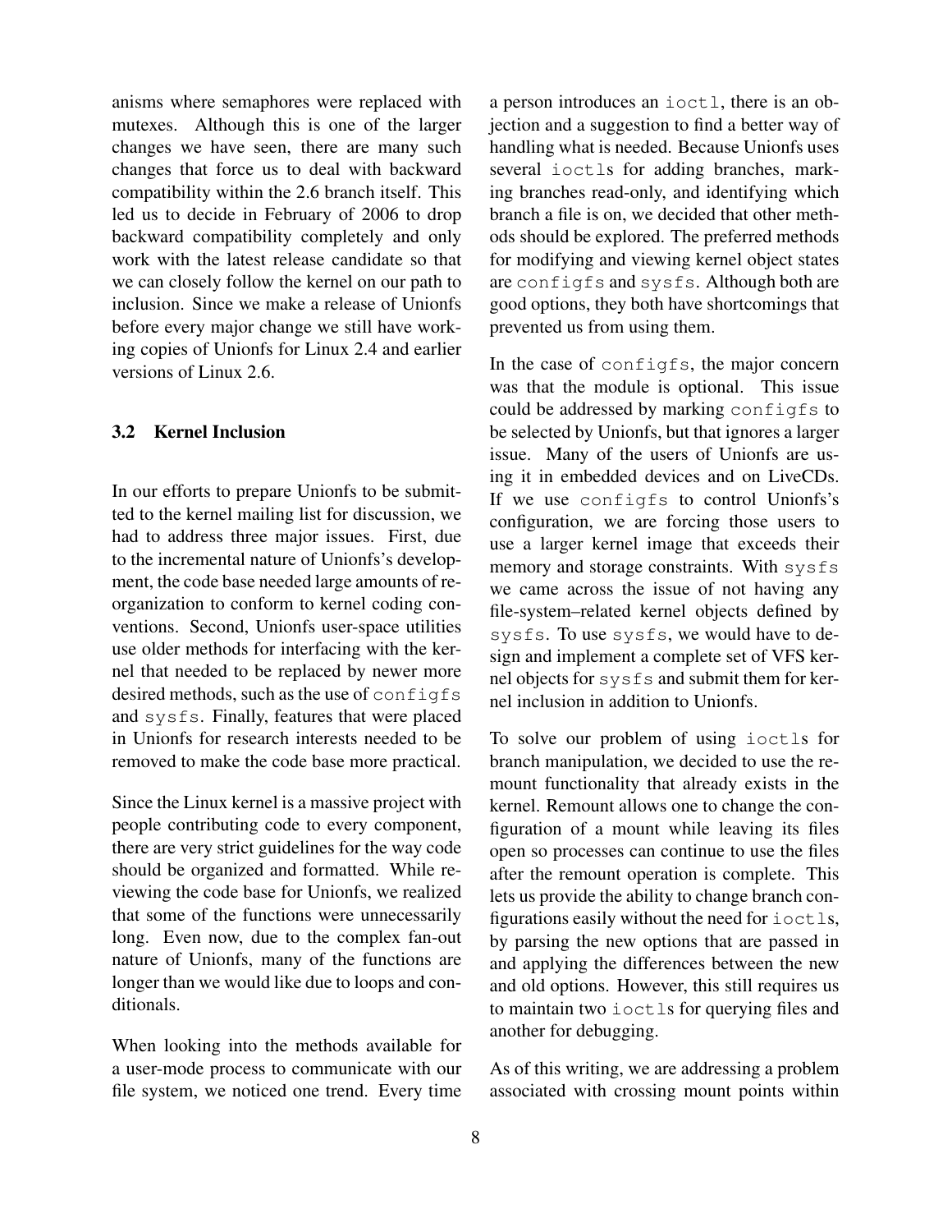anisms where semaphores were replaced with mutexes. Although this is one of the larger changes we have seen, there are many such changes that force us to deal with backward compatibility within the 2.6 branch itself. This led us to decide in February of 2006 to drop backward compatibility completely and only work with the latest release candidate so that we can closely follow the kernel on our path to inclusion. Since we make a release of Unionfs before every major change we still have working copies of Unionfs for Linux 2.4 and earlier versions of Linux 2.6.

### 3.2 Kernel Inclusion

In our efforts to prepare Unionfs to be submitted to the kernel mailing list for discussion, we had to address three major issues. First, due to the incremental nature of Unionfs's development, the code base needed large amounts of reorganization to conform to kernel coding conventions. Second, Unionfs user-space utilities use older methods for interfacing with the kernel that needed to be replaced by newer more desired methods, such as the use of `configfs` and `sysfs`. Finally, features that were placed in Unionfs for research interests needed to be removed to make the code base more practical.

Since the Linux kernel is a massive project with people contributing code to every component, there are very strict guidelines for the way code should be organized and formatted. While reviewing the code base for Unionfs, we realized that some of the functions were unnecessarily long. Even now, due to the complex fan-out nature of Unionfs, many of the functions are longer than we would like due to loops and conditionals.

When looking into the methods available for a user-mode process to communicate with our file system, we noticed one trend. Every time a person introduces an `ioctl`, there is an objection and a suggestion to find a better way of handling what is needed. Because Unionfs uses several `ioctl`s for adding branches, marking branches read-only, and identifying which branch a file is on, we decided that other methods should be explored. The preferred methods for modifying and viewing kernel object states are `configfs` and `sysfs`. Although both are good options, they both have shortcomings that prevented us from using them.

In the case of `configfs`, the major concern was that the module is optional. This issue could be addressed by marking `configfs` to be selected by Unionfs, but that ignores a larger issue. Many of the users of Unionfs are using it in embedded devices and on LiveCDs. If we use `configfs` to control Unionfs's configuration, we are forcing those users to use a larger kernel image that exceeds their memory and storage constraints. With `sysfs` we came across the issue of not having any file-system–related kernel objects defined by `sysfs`. To use `sysfs`, we would have to design and implement a complete set of VFS kernel objects for `sysfs` and submit them for kernel inclusion in addition to Unionfs.

To solve our problem of using `ioctl`s for branch manipulation, we decided to use the remount functionality that already exists in the kernel. Remount allows one to change the configuration of a mount while leaving its files open so processes can continue to use the files after the remount operation is complete. This lets us provide the ability to change branch configurations easily without the need for `ioctl`s, by parsing the new options that are passed in and applying the differences between the new and old options. However, this still requires us to maintain two `ioctl`s for querying files and another for debugging.

As of this writing, we are addressing a problem associated with crossing mount points within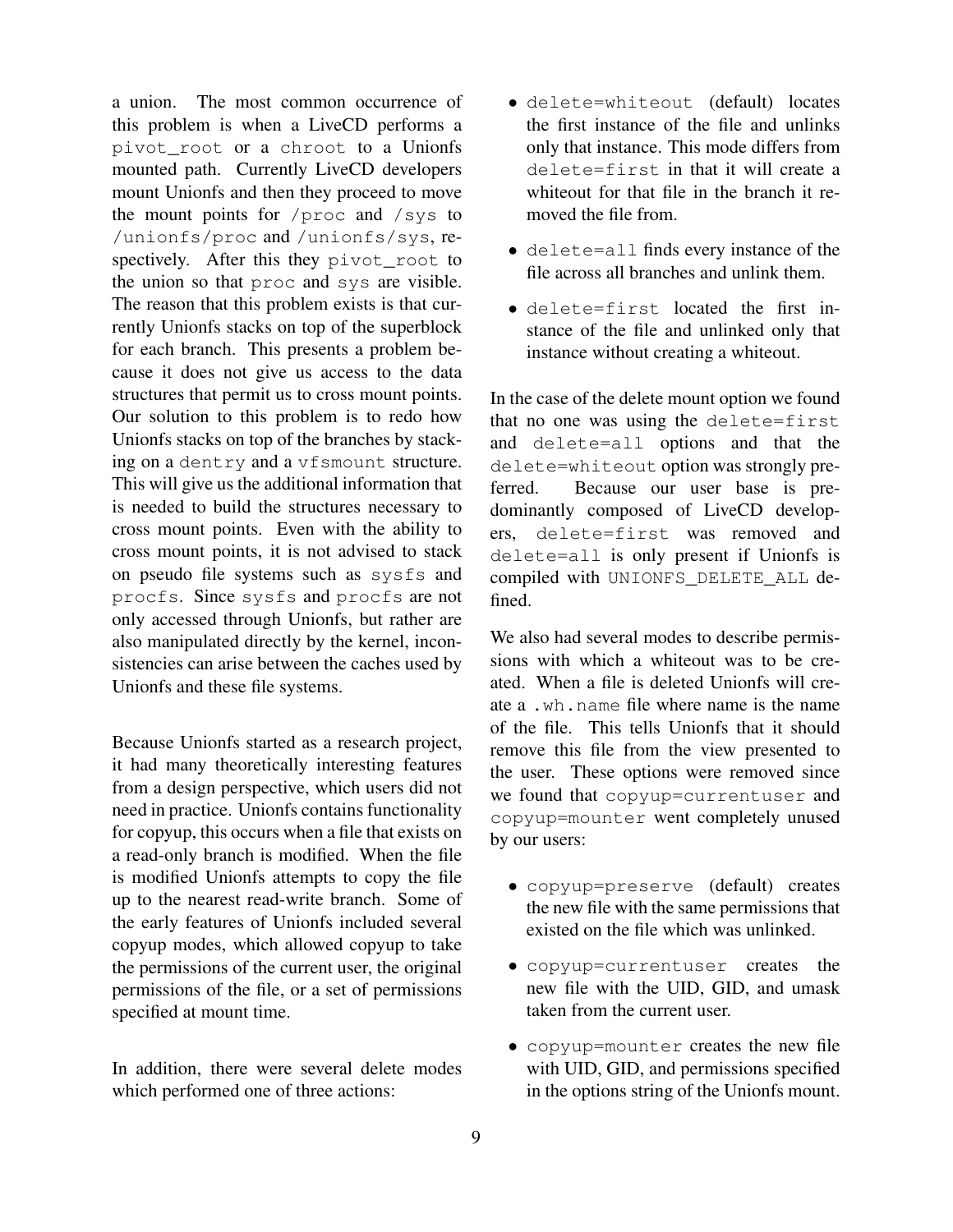a union. The most common occurrence of this problem is when a LiveCD performs a `pivot_root` or a `chroot` to a Unionfs mounted path. Currently LiveCD developers mount Unionfs and then they proceed to move the mount points for `/proc` and `/sys` to `/unionfs/proc` and `/unionfs/sys`, respectively. After this they `pivot_root` to the union so that `proc` and `sys` are visible. The reason that this problem exists is that currently Unionfs stacks on top of the superblock for each branch. This presents a problem because it does not give us access to the data structures that permit us to cross mount points. Our solution to this problem is to redo how Unionfs stacks on top of the branches by stacking on a `dentry` and a `vfsmount` structure. This will give us the additional information that is needed to build the structures necessary to cross mount points. Even with the ability to cross mount points, it is not advised to stack on pseudo file systems such as `sysfs` and `procfs`. Since `sysfs` and `procfs` are not only accessed through Unionfs, but rather are also manipulated directly by the kernel, inconsistencies can arise between the caches used by Unionfs and these file systems.

Because Unionfs started as a research project, it had many theoretically interesting features from a design perspective, which users did not need in practice. Unionfs contains functionality for copyup, this occurs when a file that exists on a read-only branch is modified. When the file is modified Unionfs attempts to copy the file up to the nearest read-write branch. Some of the early features of Unionfs included several copyup modes, which allowed copyup to take the permissions of the current user, the original permissions of the file, or a set of permissions specified at mount time.

In addition, there were several delete modes which performed one of three actions:

- `delete=whiteout` (default) locates the first instance of the file and unlinks only that instance. This mode differs from `delete=first` in that it will create a whiteout for that file in the branch it removed the file from.
- `delete=all` finds every instance of the file across all branches and unlink them.
- `delete=first` located the first instance of the file and unlinked only that instance without creating a whiteout.

In the case of the delete mount option we found that no one was using the `delete=first` and `delete=all` options and that the `delete=whiteout` option was strongly preferred. Because our user base is predominantly composed of LiveCD developers, `delete=first` was removed and `delete=all` is only present if Unionfs is compiled with `UNIONFS_DELETE_ALL` defined.

We also had several modes to describe permissions with which a whiteout was to be created. When a file is deleted Unionfs will create a `.wh.name` file where name is the name of the file. This tells Unionfs that it should remove this file from the view presented to the user. These options were removed since we found that `copyup=currentuser` and `copyup=mounter` went completely unused by our users:

- `copyup=preserve` (default) creates the new file with the same permissions that existed on the file which was unlinked.
- `copyup=currentuser` creates the new file with the UID, GID, and umask taken from the current user.
- `copyup=mounter` creates the new file with UID, GID, and permissions specified in the options string of the Unionfs mount.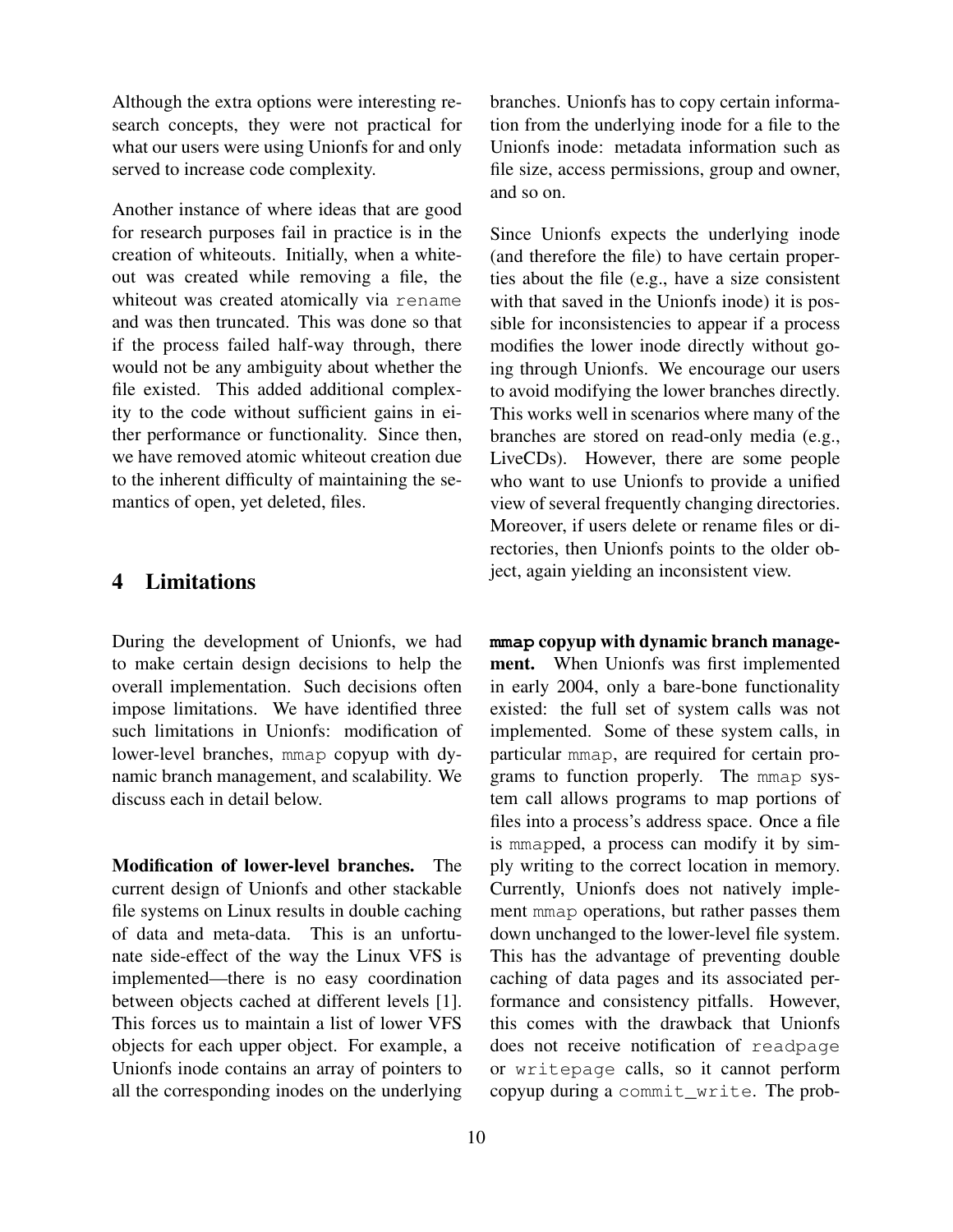Although the extra options were interesting research concepts, they were not practical for what our users were using Unionfs for and only served to increase code complexity.

Another instance of where ideas that are good for research purposes fail in practice is in the creation of whiteouts. Initially, when a whiteout was created while removing a file, the whiteout was created atomically via `rename` and was then truncated. This was done so that if the process failed half-way through, there would not be any ambiguity about whether the file existed. This added additional complexity to the code without sufficient gains in either performance or functionality. Since then, we have removed atomic whiteout creation due to the inherent difficulty of maintaining the semantics of open, yet deleted, files.

## 4 Limitations

During the development of Unionfs, we had to make certain design decisions to help the overall implementation. Such decisions often impose limitations. We have identified three such limitations in Unionfs: modification of lower-level branches, `mmap` copyup with dynamic branch management, and scalability. We discuss each in detail below.

**Modification of lower-level branches.** The current design of Unionfs and other stackable file systems on Linux results in double caching of data and meta-data. This is an unfortunate side-effect of the way the Linux VFS is implemented—there is no easy coordination between objects cached at different levels [1]. This forces us to maintain a list of lower VFS objects for each upper object. For example, a Unionfs inode contains an array of pointers to all the corresponding inodes on the underlying branches. Unionfs has to copy certain information from the underlying inode for a file to the Unionfs inode: metadata information such as file size, access permissions, group and owner, and so on.

Since Unionfs expects the underlying inode (and therefore the file) to have certain properties about the file (e.g., have a size consistent with that saved in the Unionfs inode) it is possible for inconsistencies to appear if a process modifies the lower inode directly without going through Unionfs. We encourage our users to avoid modifying the lower branches directly. This works well in scenarios where many of the branches are stored on read-only media (e.g., LiveCDs). However, there are some people who want to use Unionfs to provide a unified view of several frequently changing directories. Moreover, if users delete or rename files or directories, then Unionfs points to the older object, again yielding an inconsistent view.

**`mmap` copyup with dynamic branch management.** When Unionfs was first implemented in early 2004, only a bare-bone functionality existed: the full set of system calls was not implemented. Some of these system calls, in particular `mmap`, are required for certain programs to function properly. The `mmap` system call allows programs to map portions of files into a process's address space. Once a file is `mmap`ped, a process can modify it by simply writing to the correct location in memory. Currently, Unionfs does not natively implement `mmap` operations, but rather passes them down unchanged to the lower-level file system. This has the advantage of preventing double caching of data pages and its associated performance and consistency pitfalls. However, this comes with the drawback that Unionfs does not receive notification of `readpage` or `writepage` calls, so it cannot perform copyup during a `commit_write`. The prob-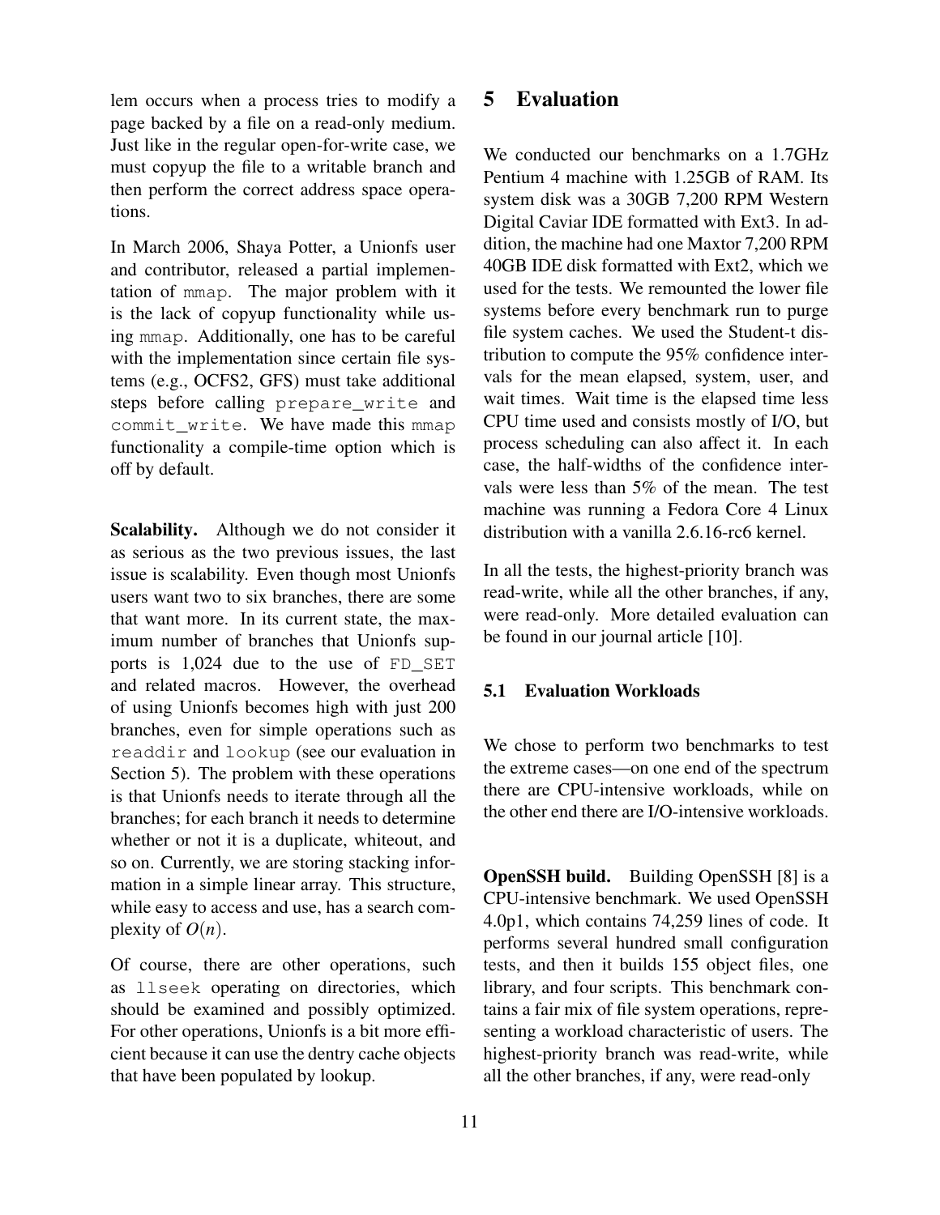lem occurs when a process tries to modify a page backed by a file on a read-only medium. Just like in the regular open-for-write case, we must copyup the file to a writable branch and then perform the correct address space operations.

In March 2006, Shaya Potter, a Unionfs user and contributor, released a partial implementation of `mmap`. The major problem with it is the lack of copyup functionality while using `mmap`. Additionally, one has to be careful with the implementation since certain file systems (e.g., OCFS2, GFS) must take additional steps before calling `prepare_write` and `commit_write`. We have made this `mmap` functionality a compile-time option which is off by default.

**Scalability.** Although we do not consider it as serious as the two previous issues, the last issue is scalability. Even though most Unionfs users want two to six branches, there are some that want more. In its current state, the maximum number of branches that Unionfs supports is 1,024 due to the use of `FD_SET` and related macros. However, the overhead of using Unionfs becomes high with just 200 branches, even for simple operations such as `readdir` and `lookup` (see our evaluation in Section 5). The problem with these operations is that Unionfs needs to iterate through all the branches; for each branch it needs to determine whether or not it is a duplicate, whiteout, and so on. Currently, we are storing stacking information in a simple linear array. This structure, while easy to access and use, has a search complexity of $O(n)$.

Of course, there are other operations, such as `llseek` operating on directories, which should be examined and possibly optimized. For other operations, Unionfs is a bit more efficient because it can use the dentry cache objects that have been populated by lookup.

# 5 Evaluation

We conducted our benchmarks on a 1.7GHz Pentium 4 machine with 1.25GB of RAM. Its system disk was a 30GB 7,200 RPM Western Digital Caviar IDE formatted with Ext3. In addition, the machine had one Maxtor 7,200 RPM 40GB IDE disk formatted with Ext2, which we used for the tests. We remounted the lower file systems before every benchmark run to purge file system caches. We used the Student-t distribution to compute the 95% confidence intervals for the mean elapsed, system, user, and wait times. Wait time is the elapsed time less CPU time used and consists mostly of I/O, but process scheduling can also affect it. In each case, the half-widths of the confidence intervals were less than 5% of the mean. The test machine was running a Fedora Core 4 Linux distribution with a vanilla 2.6.16-rc6 kernel.

In all the tests, the highest-priority branch was read-write, while all the other branches, if any, were read-only. More detailed evaluation can be found in our journal article [10].

## 5.1 Evaluation Workloads

We chose to perform two benchmarks to test the extreme cases—on one end of the spectrum there are CPU-intensive workloads, while on the other end there are I/O-intensive workloads.

**OpenSSH build.** Building OpenSSH [8] is a CPU-intensive benchmark. We used OpenSSH 4.0p1, which contains 74,259 lines of code. It performs several hundred small configuration tests, and then it builds 155 object files, one library, and four scripts. This benchmark contains a fair mix of file system operations, representing a workload characteristic of users. The highest-priority branch was read-write, while all the other branches, if any, were read-only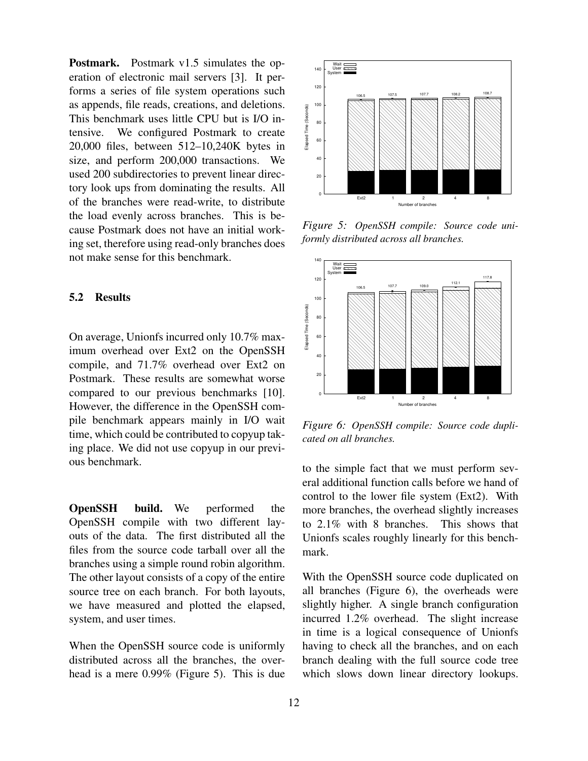**Postmark.** Postmark v1.5 simulates the operation of electronic mail servers [3]. It performs a series of file system operations such as appends, file reads, creations, and deletions. This benchmark uses little CPU but is I/O intensive. We configured Postmark to create 20,000 files, between 512–10,240K bytes in size, and perform 200,000 transactions. We used 200 subdirectories to prevent linear directory look ups from dominating the results. All of the branches were read-write, to distribute the load evenly across branches. This is because Postmark does not have an initial working set, therefore using read-only branches does not make sense for this benchmark.

## 5.2 Results

On average, Unionfs incurred only 10.7% maximum overhead over Ext2 on the OpenSSH compile, and 71.7% overhead over Ext2 on Postmark. These results are somewhat worse compared to our previous benchmarks [10]. However, the difference in the OpenSSH compile benchmark appears mainly in I/O wait time, which could be contributed to copyup taking place. We did not use copyup in our previous benchmark.

**OpenSSH build.** We performed the OpenSSH compile with two different layouts of the data. The first distributed all the files from the source code tarball over all the branches using a simple round robin algorithm. The other layout consists of a copy of the entire source tree on each branch. For both layouts, we have measured and plotted the elapsed, system, and user times.

When the OpenSSH source code is uniformly distributed across all the branches, the overhead is a mere 0.99% (Figure 5). This is due to the simple fact that we must perform several additional function calls before we hand of control to the lower file system (Ext2). With more branches, the overhead slightly increases to 2.1% with 8 branches. This shows that Unionfs scales roughly linearly for this benchmark.

*Figure 5: OpenSSH compile: Source code uniformly distributed across all branches.*

*Figure 6: OpenSSH compile: Source code duplicated on all branches.*

With the OpenSSH source code duplicated on all branches (Figure 6), the overheads were slightly higher. A single branch configuration incurred 1.2% overhead. The slight increase in time is a logical consequence of Unionfs having to check all the branches, and on each branch dealing with the full source code tree which slows down linear directory lookups.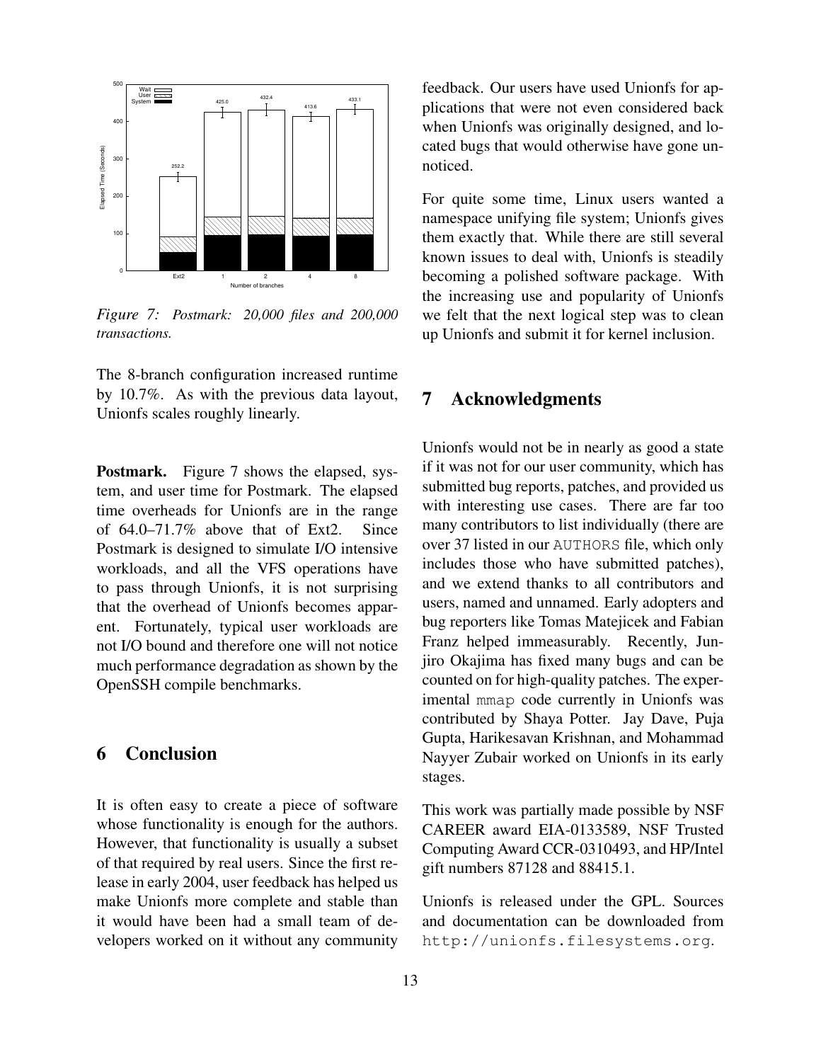*Figure 7: Postmark: 20,000 files and 200,000 transactions.*

The 8-branch configuration increased runtime by 10.7%. As with the previous data layout, Unionfs scales roughly linearly.

**Postmark.** Figure 7 shows the elapsed, system, and user time for Postmark. The elapsed time overheads for Unionfs are in the range of 64.0–71.7% above that of Ext2. Since Postmark is designed to simulate I/O intensive workloads, and all the VFS operations have to pass through Unionfs, it is not surprising that the overhead of Unionfs becomes apparent. Fortunately, typical user workloads are not I/O bound and therefore one will not notice much performance degradation as shown by the OpenSSH compile benchmarks.

## 6 Conclusion

It is often easy to create a piece of software whose functionality is enough for the authors. However, that functionality is usually a subset of that required by real users. Since the first release in early 2004, user feedback has helped us make Unionfs more complete and stable than it would have been had a small team of developers worked on it without any community feedback. Our users have used Unionfs for applications that were not even considered back when Unionfs was originally designed, and located bugs that would otherwise have gone unnoticed.

For quite some time, Linux users wanted a namespace unifying file system; Unionfs gives them exactly that. While there are still several known issues to deal with, Unionfs is steadily becoming a polished software package. With the increasing use and popularity of Unionfs we felt that the next logical step was to clean up Unionfs and submit it for kernel inclusion.

## 7 Acknowledgments

Unionfs would not be in nearly as good a state if it was not for our user community, which has submitted bug reports, patches, and provided us with interesting use cases. There are far too many contributors to list individually (there are over 37 listed in our `AUTHORS` file, which only includes those who have submitted patches), and we extend thanks to all contributors and users, named and unnamed. Early adopters and bug reporters like Tomas Matejicek and Fabian Franz helped immeasurably. Recently, Junjiro Okajima has fixed many bugs and can be counted on for high-quality patches. The experimental `mmap` code currently in Unionfs was contributed by Shaya Potter. Jay Dave, Puja Gupta, Harikesavan Krishnan, and Mohammad Nayyer Zubair worked on Unionfs in its early stages.

This work was partially made possible by NSF CAREER award EIA-0133589, NSF Trusted Computing Award CCR-0310493, and HP/Intel gift numbers 87128 and 88415.1.

Unionfs is released under the GPL. Sources and documentation can be downloaded from `http://unionfs.filesystems.org`.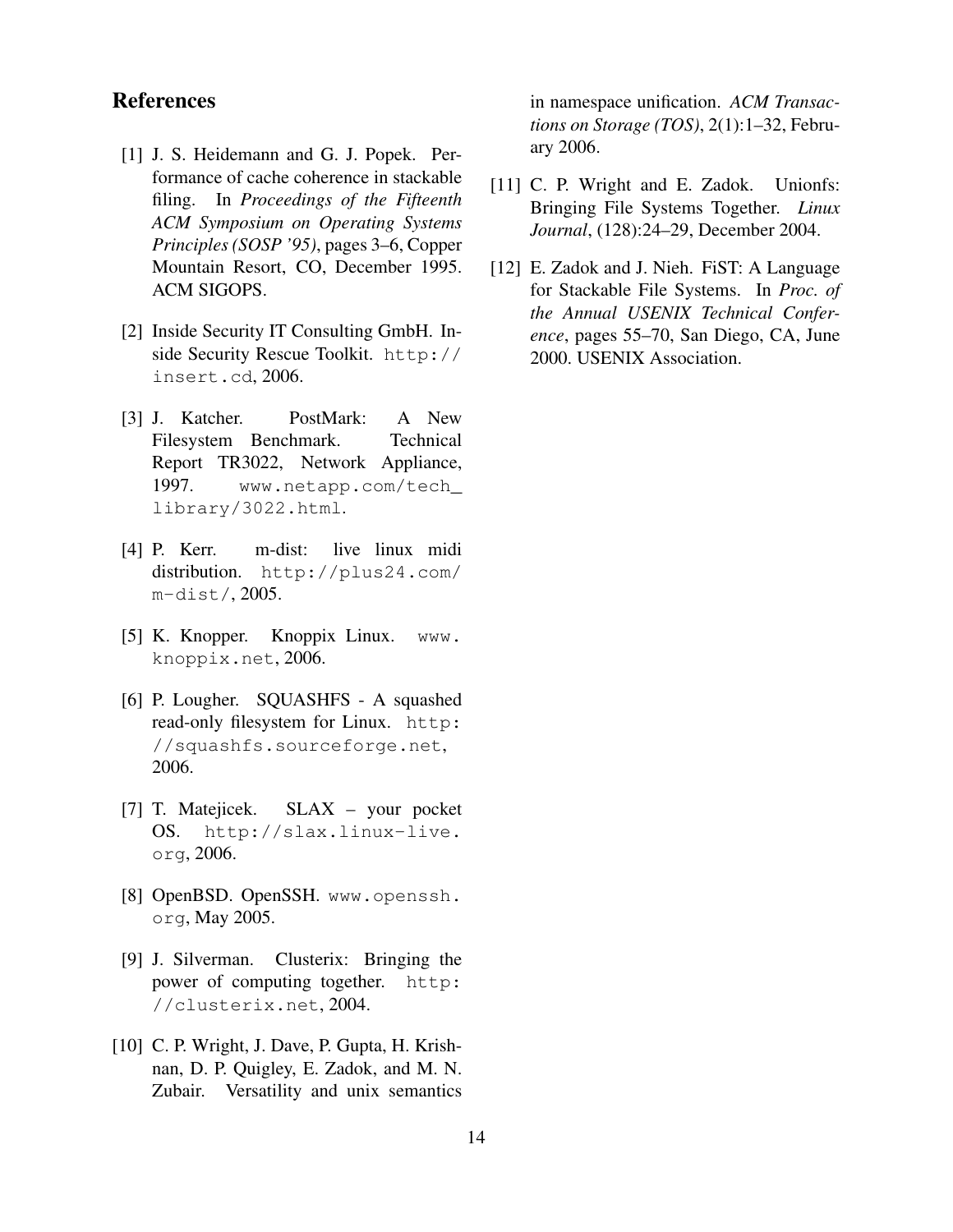## References

[1] J. S. Heidemann and G. J. Popek. Performance of cache coherence in stackable filing. In *Proceedings of the Fifteenth ACM Symposium on Operating Systems Principles (SOSP '95)*, pages 3–6, Copper Mountain Resort, CO, December 1995. ACM SIGOPS.

[2] Inside Security IT Consulting GmbH. Inside Security Rescue Toolkit. `http://insert.cd`, 2006.

[3] J. Katcher. PostMark: A New Filesystem Benchmark. Technical Report TR3022, Network Appliance, 1997. `www.netapp.com/tech_library/3022.html`.

[4] P. Kerr. m-dist: live linux midi distribution. `http://plus24.com/m-dist/`, 2005.

[5] K. Knopper. Knoppix Linux. `www.knoppix.net`, 2006.

[6] P. Lougher. SQUASHFS - A squashed read-only filesystem for Linux. `http://squashfs.sourceforge.net`, 2006.

[7] T. Matejicek. SLAX – your pocket OS. `http://slax.linux-live.org`, 2006.

[8] OpenBSD. OpenSSH. `www.openssh.org`, May 2005.

[9] J. Silverman. Clusterix: Bringing the power of computing together. `http://clusterix.net`, 2004.

[10] C. P. Wright, J. Dave, P. Gupta, H. Krishnan, D. P. Quigley, E. Zadok, and M. N. Zubair. Versatility and unix semantics in namespace unification. *ACM Transactions on Storage (TOS)*, 2(1):1–32, February 2006.

[11] C. P. Wright and E. Zadok. Unionfs: Bringing File Systems Together. *Linux Journal*, (128):24–29, December 2004.

[12] E. Zadok and J. Nieh. FiST: A Language for Stackable File Systems. In *Proc. of the Annual USENIX Technical Conference*, pages 55–70, San Diego, CA, June 2000. USENIX Association.